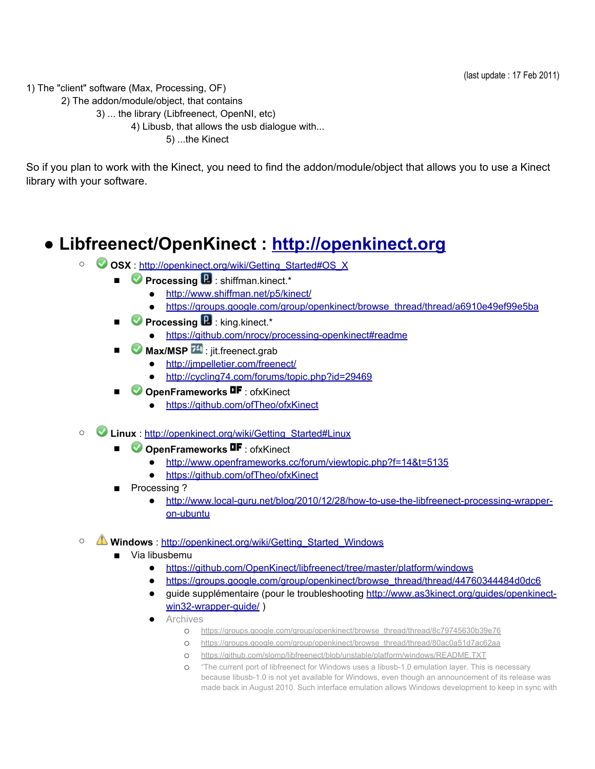(last update : 17 Feb 2011)

1) The "client" software (Max, Processing, OF)
    2) The addon/module/object, that contains
        3) ... the library (Libfreenect, OpenNI, etc)
            4) Libusb, that allows the usb dialogue with...
                5) ...the Kinect

So if you plan to work with the Kinect, you need to find the addon/module/object that allows you to use a Kinect library with your software.

- # Libfreenect/OpenKinect : [http://openkinect.org](http://openkinect.org)
    - **OSX** : [http://openkinect.org/wiki/Getting_Started#OS_X](http://openkinect.org/wiki/Getting_Started#OS_X)
        - **Processing** : shiffman.kinect.*
            - [http://www.shiffman.net/p5/kinect/](http://www.shiffman.net/p5/kinect/)
            - [https://groups.google.com/group/openkinect/browse_thread/thread/a6910e49ef99e5ba](https://groups.google.com/group/openkinect/browse_thread/thread/a6910e49ef99e5ba)
        - **Processing** : king.kinect.*
            - [https://github.com/nrocy/processing-openkinect#readme](https://github.com/nrocy/processing-openkinect#readme)
        - **Max/MSP** : jit.freenect.grab
            - [http://jmpelletier.com/freenect/](http://jmpelletier.com/freenect/)
            - [http://cycling74.com/forums/topic.php?id=29469](http://cycling74.com/forums/topic.php?id=29469)
        - **OpenFrameworks** : ofxKinect
            - [https://github.com/ofTheo/ofxKinect](https://github.com/ofTheo/ofxKinect)
    - **Linux** : [http://openkinect.org/wiki/Getting_Started#Linux](http://openkinect.org/wiki/Getting_Started#Linux)
        - **OpenFrameworks** : ofxKinect
            - [http://www.openframeworks.cc/forum/viewtopic.php?f=14&t=5135](http://www.openframeworks.cc/forum/viewtopic.php?f=14&t=5135)
            - [https://github.com/ofTheo/ofxKinect](https://github.com/ofTheo/ofxKinect)
        - Processing ?
            - [http://www.local-guru.net/blog/2010/12/28/how-to-use-the-libfreenect-processing-wrapper-on-ubuntu](http://www.local-guru.net/blog/2010/12/28/how-to-use-the-libfreenect-processing-wrapper-on-ubuntu)
    - ⚠ **Windows** : [http://openkinect.org/wiki/Getting_Started_Windows](http://openkinect.org/wiki/Getting_Started_Windows)
        - Via libusbemu
            - [https://github.com/OpenKinect/libfreenect/tree/master/platform/windows](https://github.com/OpenKinect/libfreenect/tree/master/platform/windows)
            - [https://groups.google.com/group/openkinect/browse_thread/thread/44760344484d0dc6](https://groups.google.com/group/openkinect/browse_thread/thread/44760344484d0dc6)
            - guide supplémentaire (pour le troubleshooting [http://www.as3kinect.org/guides/openkinect-win32-wrapper-guide/](http://www.as3kinect.org/guides/openkinect-win32-wrapper-guide/) )
            - Archives
                - [https://groups.google.com/group/openkinect/browse_thread/thread/8c79745630b39e76](https://groups.google.com/group/openkinect/browse_thread/thread/8c79745630b39e76)
                - [https://groups.google.com/group/openkinect/browse_thread/thread/80ac0a51d7ac62aa](https://groups.google.com/group/openkinect/browse_thread/thread/80ac0a51d7ac62aa)
                - [https://github.com/slomp/libfreenect/blob/unstable/platform/windows/README.TXT](https://github.com/slomp/libfreenect/blob/unstable/platform/windows/README.TXT)
                - "The current port of libfreenect for Windows uses a libusb-1.0 emulation layer. This is necessary because libusb-1.0 is not yet available for Windows, even though an announcement of its release was made back in August 2010. Such interface emulation allows Windows development to keep in sync with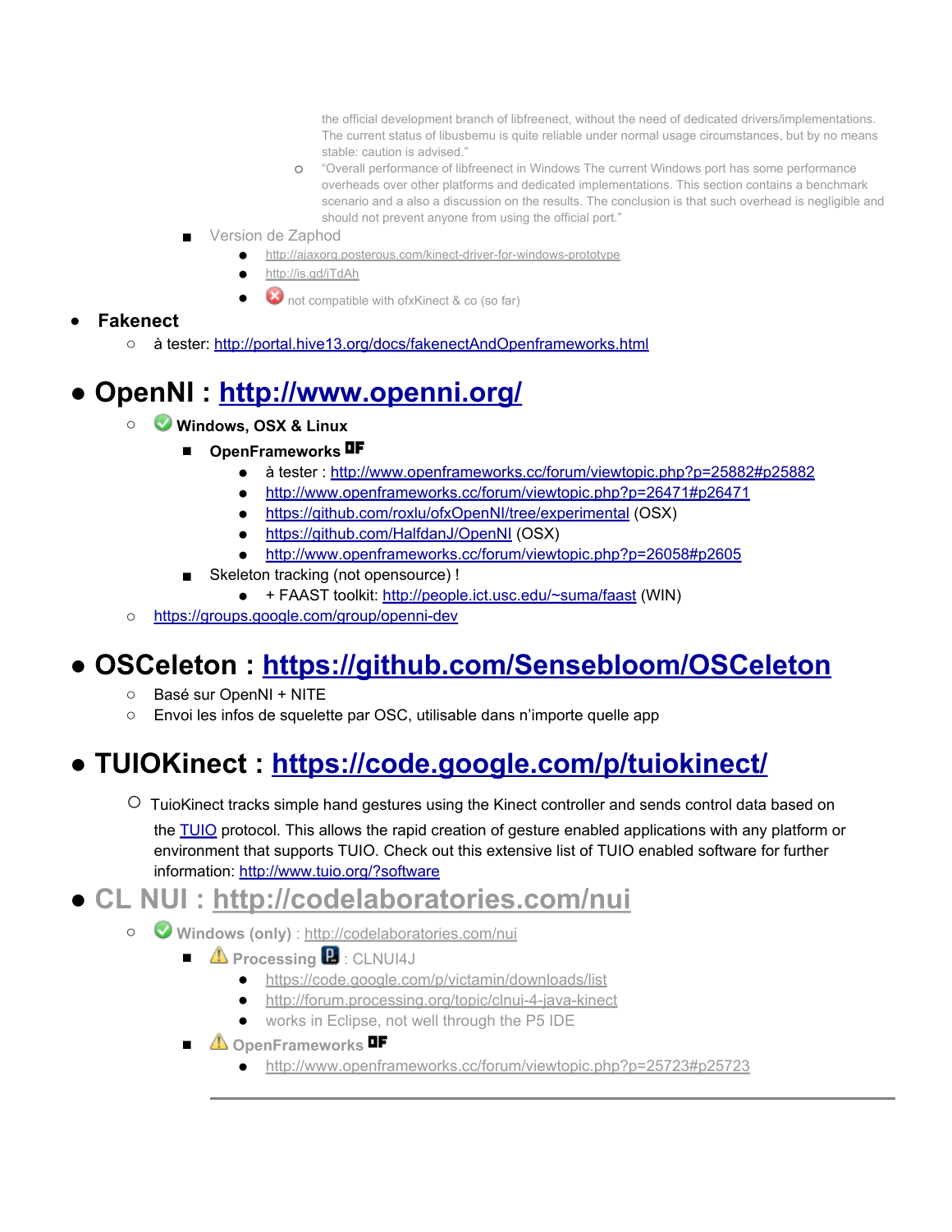the official development branch of libfreenect, without the need of dedicated drivers/implementations. The current status of libusbemu is quite reliable under normal usage circumstances, but by no means stable: caution is advised."

      - "Overall performance of libfreenect in Windows The current Windows port has some performance overheads over other platforms and dedicated implementations. This section contains a benchmark scenario and a also a discussion on the results. The conclusion is that such overhead is negligible and should not prevent anyone from using the official port."

    - Version de Zaphod
      - http://ajaxorg.posterous.com/kinect-driver-for-windows-prototype
      - http://is.gd/iTdAh
      - not compatible with ofxKinect & co (so far)

- **Fakenect**
  - à tester: http://portal.hive13.org/docs/fakenectAndOpenframeworks.html

# OpenNI : http://www.openni.org/

- **Windows, OSX & Linux**
  - **OpenFrameworks**
    - à tester : http://www.openframeworks.cc/forum/viewtopic.php?p=25882#p25882
    - http://www.openframeworks.cc/forum/viewtopic.php?p=26471#p26471
    - https://github.com/roxlu/ofxOpenNI/tree/experimental (OSX)
    - https://github.com/HalfdanJ/OpenNI (OSX)
    - http://www.openframeworks.cc/forum/viewtopic.php?p=26058#p2605
  - Skeleton tracking (not opensource) !
    - + FAAST toolkit: http://people.ict.usc.edu/~suma/faast (WIN)
- https://groups.google.com/group/openni-dev

# OSCeleton : https://github.com/Sensebloom/OSCeleton

- Basé sur OpenNI + NITE
- Envoi les infos de squelette par OSC, utilisable dans n'importe quelle app

# TUIOKinect : https://code.google.com/p/tuiokinect/

- TuioKinect tracks simple hand gestures using the Kinect controller and sends control data based on the TUIO protocol. This allows the rapid creation of gesture enabled applications with any platform or environment that supports TUIO. Check out this extensive list of TUIO enabled software for further information: http://www.tuio.org/?software

# CL NUI : http://codelaboratories.com/nui

- **Windows (only)** : http://codelaboratories.com/nui
  - **Processing** : CLNUI4J
    - https://code.google.com/p/victamin/downloads/list
    - http://forum.processing.org/topic/clnui-4-java-kinect
    - works in Eclipse, not well through the P5 IDE
  - **OpenFrameworks**
    - http://www.openframeworks.cc/forum/viewtopic.php?p=25723#p25723